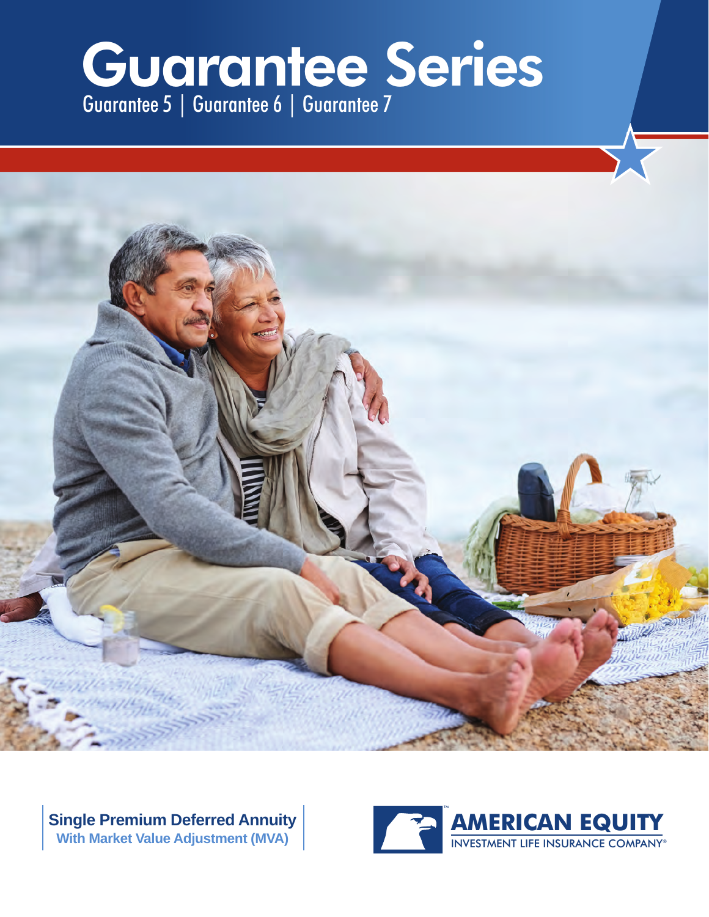# Guarantee Series

Guarantee 5 | Guarantee 6 | Guarantee 7

**Single Premium Deferred Annuity**
**With Market Value Adjustment (MVA)**

AMERICAN EQUITY
INVESTMENT LIFE INSURANCE COMPANY®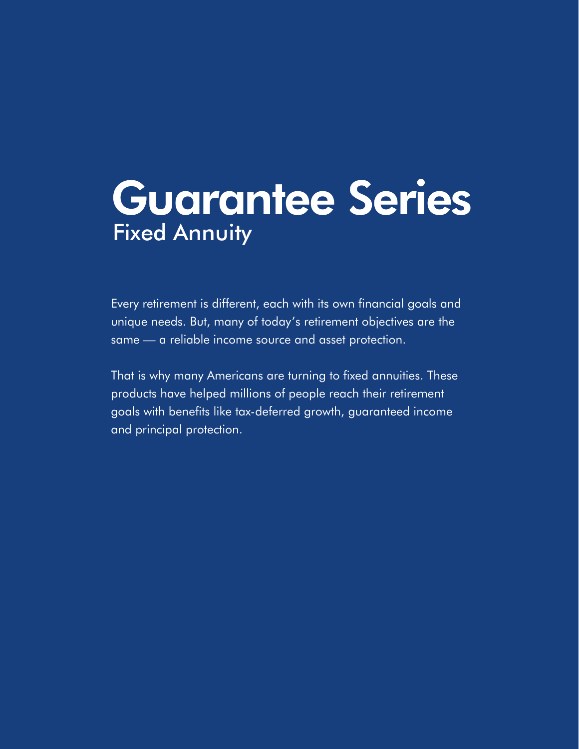# Guarantee Series

## Fixed Annuity

Every retirement is different, each with its own financial goals and unique needs. But, many of today's retirement objectives are the same — a reliable income source and asset protection.

That is why many Americans are turning to fixed annuities. These products have helped millions of people reach their retirement goals with benefits like tax-deferred growth, guaranteed income and principal protection.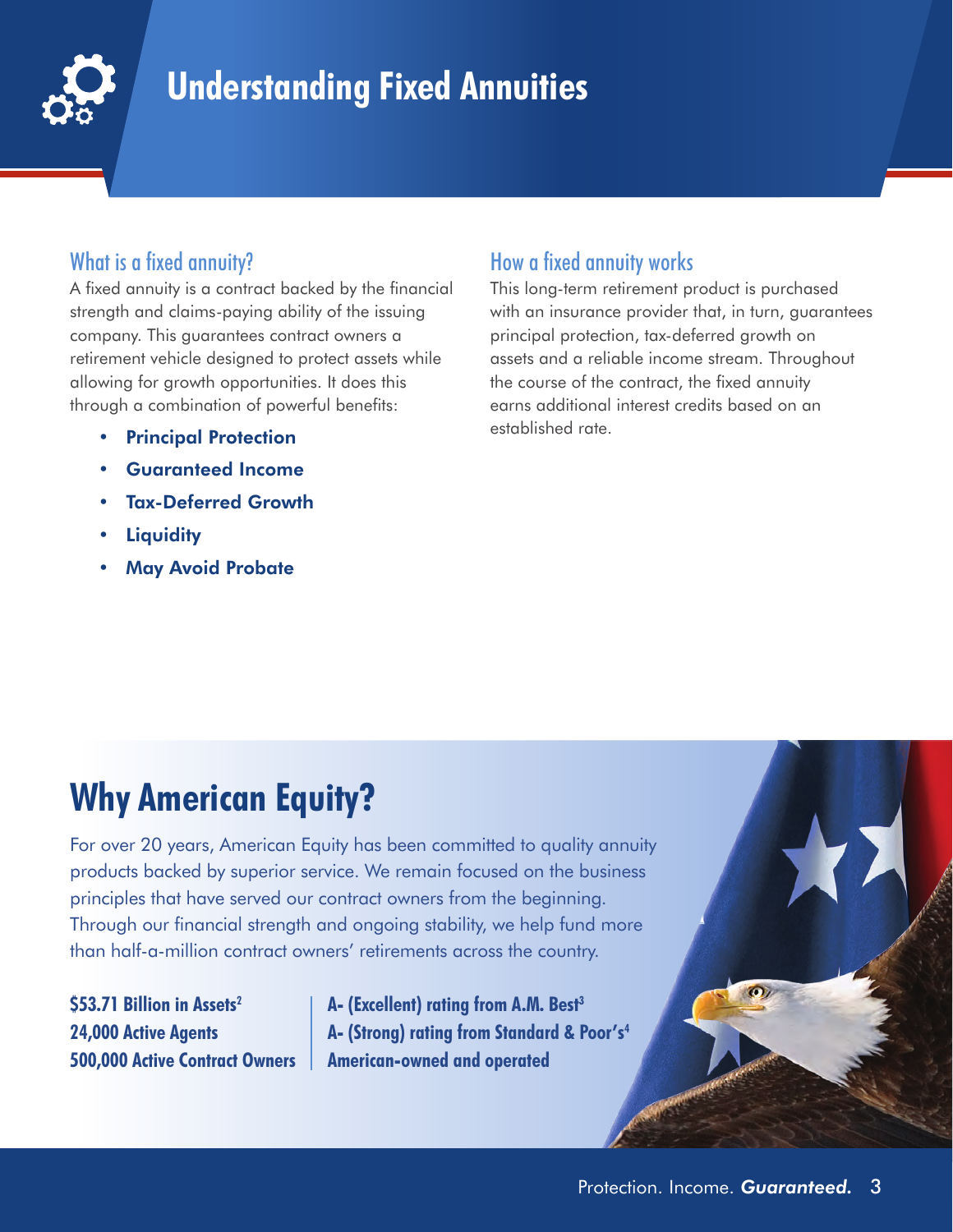# Understanding Fixed Annuities

## What is a fixed annuity?

A fixed annuity is a contract backed by the financial strength and claims-paying ability of the issuing company. This guarantees contract owners a retirement vehicle designed to protect assets while allowing for growth opportunities. It does this through a combination of powerful benefits:

- **Principal Protection**
- **Guaranteed Income**
- **Tax-Deferred Growth**
- **Liquidity**
- **May Avoid Probate**

## How a fixed annuity works

This long-term retirement product is purchased with an insurance provider that, in turn, guarantees principal protection, tax-deferred growth on assets and a reliable income stream. Throughout the course of the contract, the fixed annuity earns additional interest credits based on an established rate.

# Why American Equity?

For over 20 years, American Equity has been committed to quality annuity products backed by superior service. We remain focused on the business principles that have served our contract owners from the beginning. Through our financial strength and ongoing stability, we help fund more than half-a-million contract owners' retirements across the country.

**$53.71 Billion in Assets[2]**
**24,000 Active Agents**
**500,000 Active Contract Owners**

**A- (Excellent) rating from A.M. Best[3]**
**A- (Strong) rating from Standard & Poor's[4]**
**American-owned and operated**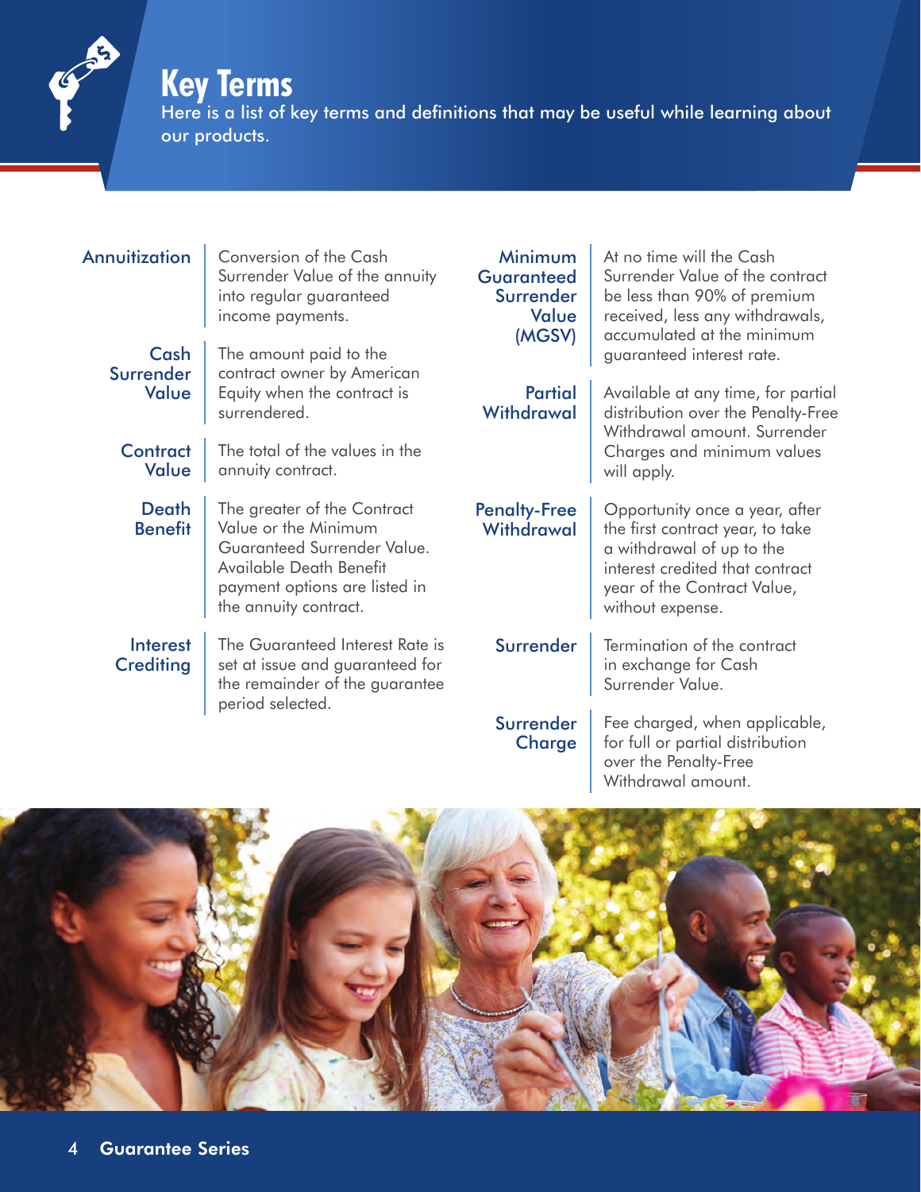# Key Terms

Here is a list of key terms and definitions that may be useful while learning about our products.

**Annuitization** — Conversion of the Cash Surrender Value of the annuity into regular guaranteed income payments.

**Cash Surrender Value** — The amount paid to the contract owner by American Equity when the contract is surrendered.

**Contract Value** — The total of the values in the annuity contract.

**Death Benefit** — The greater of the Contract Value or the Minimum Guaranteed Surrender Value. Available Death Benefit payment options are listed in the annuity contract.

**Interest Crediting** — The Guaranteed Interest Rate is set at issue and guaranteed for the remainder of the guarantee period selected.

**Minimum Guaranteed Surrender Value (MGSV)** — At no time will the Cash Surrender Value of the contract be less than 90% of premium received, less any withdrawals, accumulated at the minimum guaranteed interest rate.

**Partial Withdrawal** — Available at any time, for partial distribution over the Penalty-Free Withdrawal amount. Surrender Charges and minimum values will apply.

**Penalty-Free Withdrawal** — Opportunity once a year, after the first contract year, to take a withdrawal of up to the interest credited that contract year of the Contract Value, without expense.

**Surrender** — Termination of the contract in exchange for Cash Surrender Value.

**Surrender Charge** — Fee charged, when applicable, for full or partial distribution over the Penalty-Free Withdrawal amount.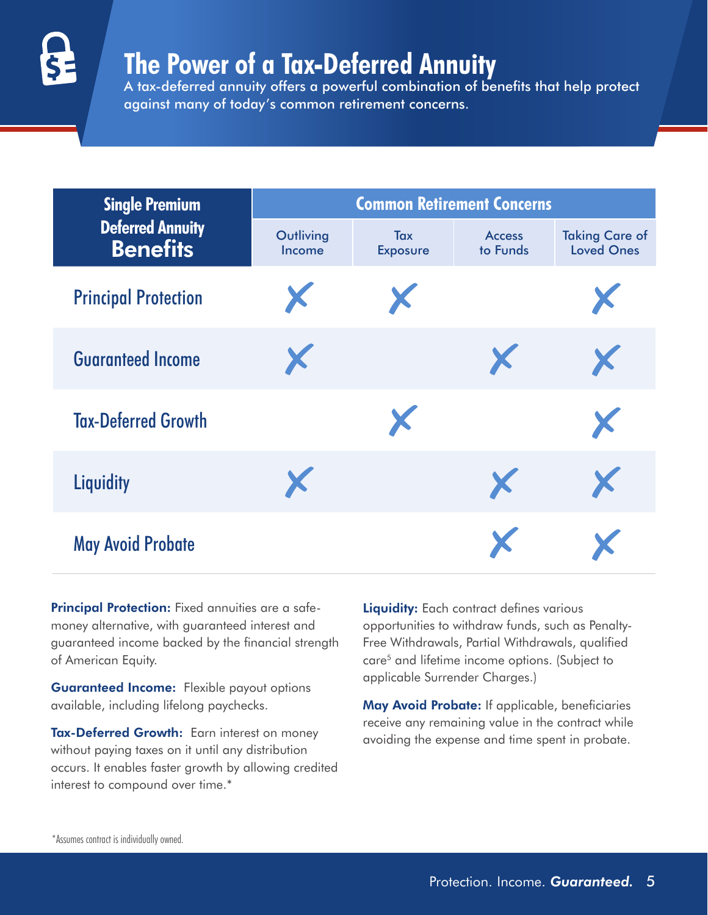# The Power of a Tax-Deferred Annuity

A tax-deferred annuity offers a powerful combination of benefits that help protect against many of today's common retirement concerns.

| Single Premium Deferred Annuity Benefits | Common Retirement Concerns | | | |
|---|---|---|---|---|
| | Outliving Income | Tax Exposure | Access to Funds | Taking Care of Loved Ones |
| Principal Protection | ✗ | ✗ | | ✗ |
| Guaranteed Income | ✗ | | ✗ | ✗ |
| Tax-Deferred Growth | | ✗ | | ✗ |
| Liquidity | ✗ | | ✗ | ✗ |
| May Avoid Probate | | | ✗ | ✗ |

**Principal Protection:** Fixed annuities are a safe-money alternative, with guaranteed interest and guaranteed income backed by the financial strength of American Equity.

**Guaranteed Income:** Flexible payout options available, including lifelong paychecks.

**Tax-Deferred Growth:** Earn interest on money without paying taxes on it until any distribution occurs. It enables faster growth by allowing credited interest to compound over time.*

**Liquidity:** Each contract defines various opportunities to withdraw funds, such as Penalty-Free Withdrawals, Partial Withdrawals, qualified care[5] and lifetime income options. (Subject to applicable Surrender Charges.)

**May Avoid Probate:** If applicable, beneficiaries receive any remaining value in the contract while avoiding the expense and time spent in probate.

*Assumes contract is individually owned.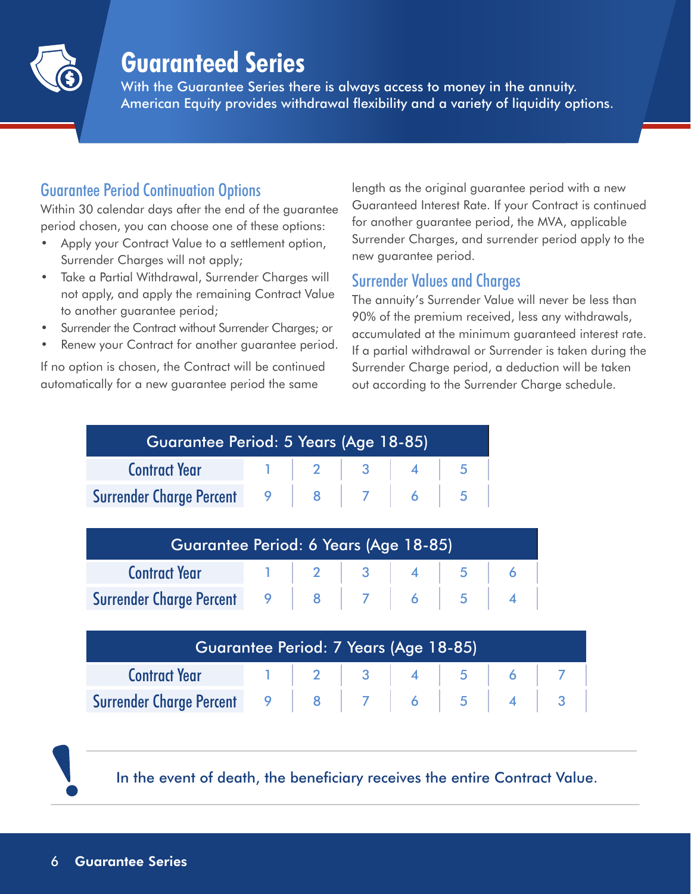# Guaranteed Series

With the Guarantee Series there is always access to money in the annuity. American Equity provides withdrawal flexibility and a variety of liquidity options.

## Guarantee Period Continuation Options

Within 30 calendar days after the end of the guarantee period chosen, you can choose one of these options:

- Apply your Contract Value to a settlement option, Surrender Charges will not apply;
- Take a Partial Withdrawal, Surrender Charges will not apply, and apply the remaining Contract Value to another guarantee period;
- Surrender the Contract without Surrender Charges; or
- Renew your Contract for another guarantee period.

If no option is chosen, the Contract will be continued automatically for a new guarantee period the same length as the original guarantee period with a new Guaranteed Interest Rate. If your Contract is continued for another guarantee period, the MVA, applicable Surrender Charges, and surrender period apply to the new guarantee period.

## Surrender Values and Charges

The annuity's Surrender Value will never be less than 90% of the premium received, less any withdrawals, accumulated at the minimum guaranteed interest rate. If a partial withdrawal or Surrender is taken during the Surrender Charge period, a deduction will be taken out according to the Surrender Charge schedule.

| Guarantee Period: 5 Years (Age 18-85) | | | | | |
|---|---|---|---|---|---|
| Contract Year | 1 | 2 | 3 | 4 | 5 |
| Surrender Charge Percent | 9 | 8 | 7 | 6 | 5 |

| Guarantee Period: 6 Years (Age 18-85) | | | | | | |
|---|---|---|---|---|---|---|
| Contract Year | 1 | 2 | 3 | 4 | 5 | 6 |
| Surrender Charge Percent | 9 | 8 | 7 | 6 | 5 | 4 |

| Guarantee Period: 7 Years (Age 18-85) | | | | | | | |
|---|---|---|---|---|---|---|---|
| Contract Year | 1 | 2 | 3 | 4 | 5 | 6 | 7 |
| Surrender Charge Percent | 9 | 8 | 7 | 6 | 5 | 4 | 3 |

In the event of death, the beneficiary receives the entire Contract Value.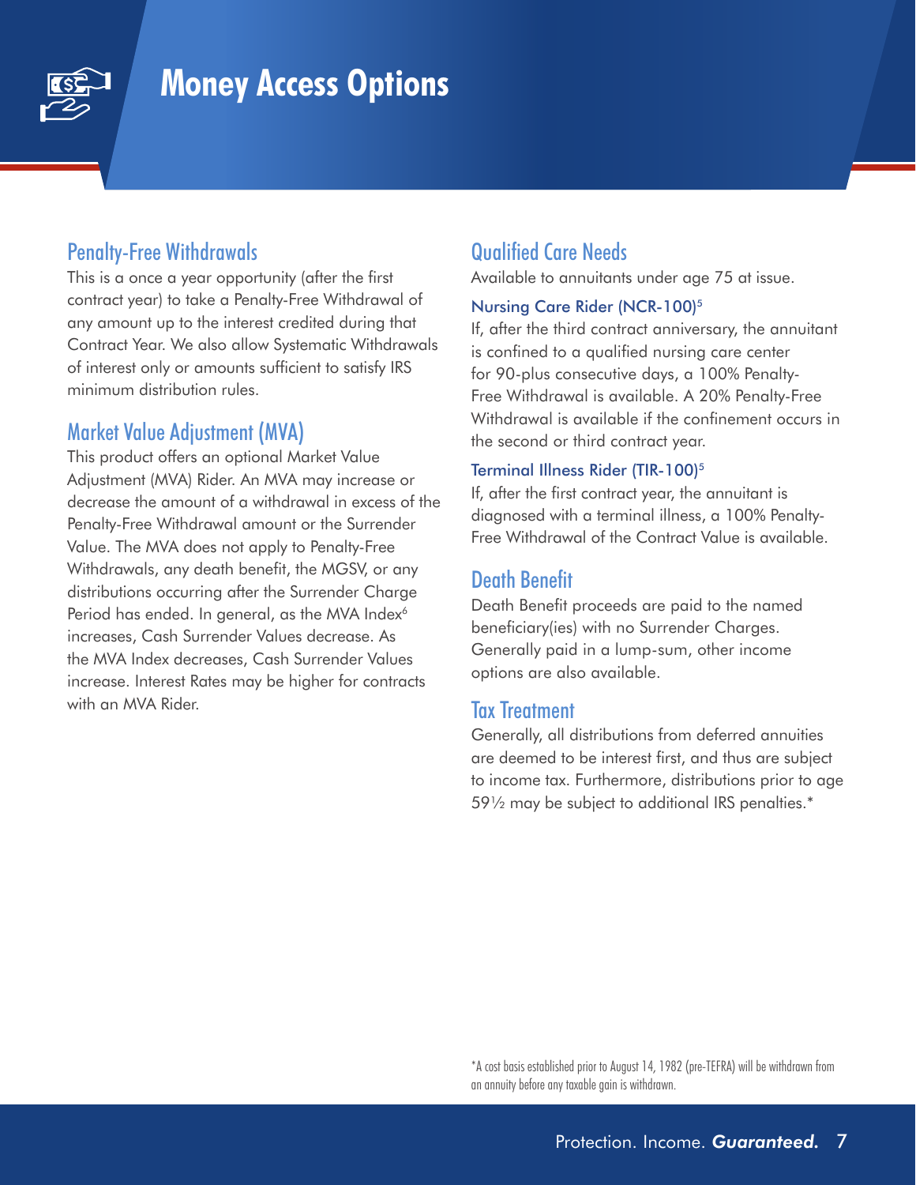# Money Access Options

## Penalty-Free Withdrawals

This is a once a year opportunity (after the first contract year) to take a Penalty-Free Withdrawal of any amount up to the interest credited during that Contract Year. We also allow Systematic Withdrawals of interest only or amounts sufficient to satisfy IRS minimum distribution rules.

## Market Value Adjustment (MVA)

This product offers an optional Market Value Adjustment (MVA) Rider. An MVA may increase or decrease the amount of a withdrawal in excess of the Penalty-Free Withdrawal amount or the Surrender Value. The MVA does not apply to Penalty-Free Withdrawals, any death benefit, the MGSV, or any distributions occurring after the Surrender Charge Period has ended. In general, as the MVA Index[6] increases, Cash Surrender Values decrease. As the MVA Index decreases, Cash Surrender Values increase. Interest Rates may be higher for contracts with an MVA Rider.

## Qualified Care Needs

Available to annuitants under age 75 at issue.

### Nursing Care Rider (NCR-100)[5]

If, after the third contract anniversary, the annuitant is confined to a qualified nursing care center for 90-plus consecutive days, a 100% Penalty-Free Withdrawal is available. A 20% Penalty-Free Withdrawal is available if the confinement occurs in the second or third contract year.

### Terminal Illness Rider (TIR-100)[5]

If, after the first contract year, the annuitant is diagnosed with a terminal illness, a 100% Penalty-Free Withdrawal of the Contract Value is available.

## Death Benefit

Death Benefit proceeds are paid to the named beneficiary(ies) with no Surrender Charges. Generally paid in a lump-sum, other income options are also available.

## Tax Treatment

Generally, all distributions from deferred annuities are deemed to be interest first, and thus are subject to income tax. Furthermore, distributions prior to age 59½ may be subject to additional IRS penalties.*

*A cost basis established prior to August 14, 1982 (pre-TEFRA) will be withdrawn from an annuity before any taxable gain is withdrawn.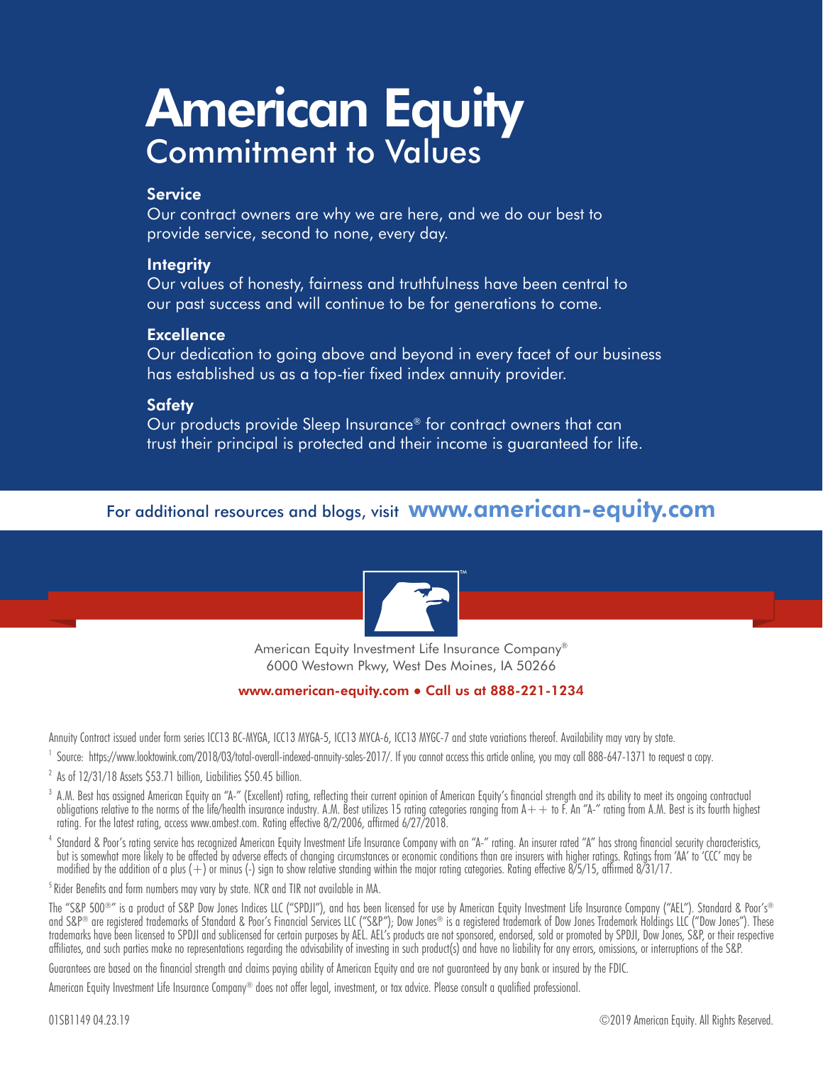# American Equity

## Commitment to Values

### Service

Our contract owners are why we are here, and we do our best to provide service, second to none, every day.

### Integrity

Our values of honesty, fairness and truthfulness have been central to our past success and will continue to be for generations to come.

### Excellence

Our dedication to going above and beyond in every facet of our business has established us as a top-tier fixed index annuity provider.

### Safety

Our products provide Sleep Insurance® for contract owners that can trust their principal is protected and their income is guaranteed for life.

For additional resources and blogs, visit **www.american-equity.com**

American Equity Investment Life Insurance Company®
6000 Westown Pkwy, West Des Moines, IA 50266

**www.american-equity.com • Call us at 888-221-1234**

Annuity Contract issued under form series ICC13 BC-MYGA, ICC13 MYGA-5, ICC13 MYCA-6, ICC13 MYGC-7 and state variations thereof. Availability may vary by state.

[1] Source: https://www.looktowink.com/2018/03/total-overall-indexed-annuity-sales-2017/. If you cannot access this article online, you may call 888-647-1371 to request a copy.

[2] As of 12/31/18 Assets $53.71 billion, Liabilities $50.45 billion.

[3] A.M. Best has assigned American Equity an "A-" (Excellent) rating, reflecting their current opinion of American Equity's financial strength and its ability to meet its ongoing contractual obligations relative to the norms of the life/health insurance industry. A.M. Best utilizes 15 rating categories ranging from A++ to F. An "A-" rating from A.M. Best is its fourth highest rating. For the latest rating, access www.ambest.com. Rating effective 8/2/2006, affirmed 6/27/2018.

[4] Standard & Poor's rating service has recognized American Equity Investment Life Insurance Company with an "A-" rating. An insurer rated "A" has strong financial security characteristics, but is somewhat more likely to be affected by adverse effects of changing circumstances or economic conditions than are insurers with higher ratings. Ratings from 'AA' to 'CCC' may be modified by the addition of a plus (+) or minus (-) sign to show relative standing within the major rating categories. Rating effective 8/5/15, affirmed 8/31/17.

[5] Rider Benefits and form numbers may vary by state. NCR and TIR not available in MA.

The "S&P 500®" is a product of S&P Dow Jones Indices LLC ("SPDJI"), and has been licensed for use by American Equity Investment Life Insurance Company ("AEL"). Standard & Poor's® and S&P® are registered trademarks of Standard & Poor's Financial Services LLC ("S&P"); Dow Jones® is a registered trademark of Dow Jones Trademark Holdings LLC ("Dow Jones"). These trademarks have been licensed to SPDJI and sublicensed for certain purposes by AEL. AEL's products are not sponsored, endorsed, sold or promoted by SPDJI, Dow Jones, S&P, or their respective affiliates, and such parties make no representations regarding the advisability of investing in such product(s) and have no liability for any errors, omissions, or interruptions of the S&P.

Guarantees are based on the financial strength and claims paying ability of American Equity and are not guaranteed by any bank or insured by the FDIC.

American Equity Investment Life Insurance Company® does not offer legal, investment, or tax advice. Please consult a qualified professional.

01SB1149 04.23.19

©2019 American Equity. All Rights Reserved.